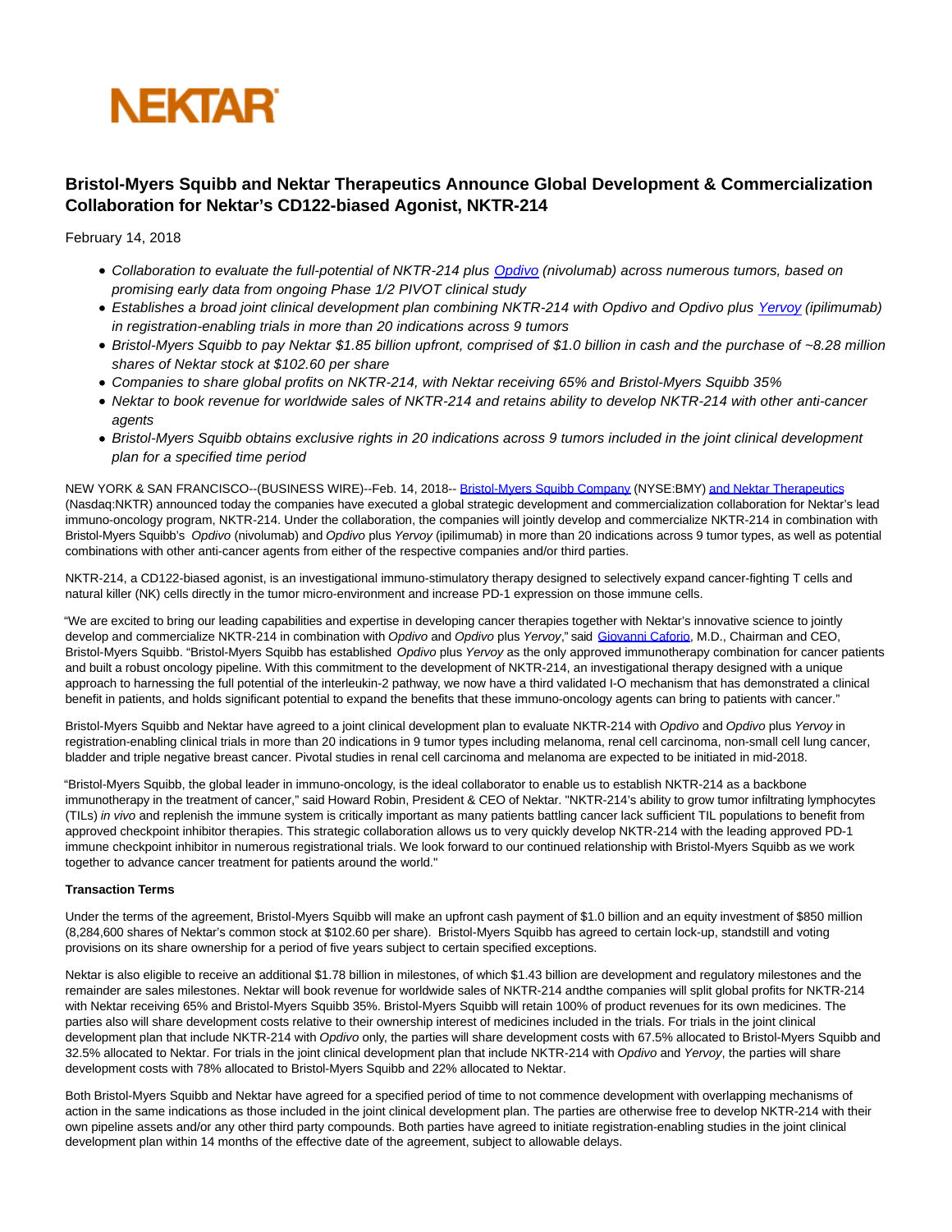NEKTAR

# Bristol-Myers Squibb and Nektar Therapeutics Announce Global Development & Commercialization Collaboration for Nektar's CD122-biased Agonist, NKTR-214

February 14, 2018

- *Collaboration to evaluate the full-potential of NKTR-214 plus Opdivo (nivolumab) across numerous tumors, based on promising early data from ongoing Phase 1/2 PIVOT clinical study*
- *Establishes a broad joint clinical development plan combining NKTR-214 with Opdivo and Opdivo plus Yervoy (ipilimumab) in registration-enabling trials in more than 20 indications across 9 tumors*
- *Bristol-Myers Squibb to pay Nektar $1.85 billion upfront, comprised of $1.0 billion in cash and the purchase of ~8.28 million shares of Nektar stock at $102.60 per share*
- *Companies to share global profits on NKTR-214, with Nektar receiving 65% and Bristol-Myers Squibb 35%*
- *Nektar to book revenue for worldwide sales of NKTR-214 and retains ability to develop NKTR-214 with other anti-cancer agents*
- *Bristol-Myers Squibb obtains exclusive rights in 20 indications across 9 tumors included in the joint clinical development plan for a specified time period*

NEW YORK & SAN FRANCISCO--(BUSINESS WIRE)--Feb. 14, 2018-- Bristol-Myers Squibb Company (NYSE:BMY) and Nektar Therapeutics (Nasdaq:NKTR) announced today the companies have executed a global strategic development and commercialization collaboration for Nektar's lead immuno-oncology program, NKTR-214. Under the collaboration, the companies will jointly develop and commercialize NKTR-214 in combination with Bristol-Myers Squibb's *Opdivo* (nivolumab) and *Opdivo* plus *Yervoy* (ipilimumab) in more than 20 indications across 9 tumor types, as well as potential combinations with other anti-cancer agents from either of the respective companies and/or third parties.

NKTR-214, a CD122-biased agonist, is an investigational immuno-stimulatory therapy designed to selectively expand cancer-fighting T cells and natural killer (NK) cells directly in the tumor micro-environment and increase PD-1 expression on those immune cells.

"We are excited to bring our leading capabilities and expertise in developing cancer therapies together with Nektar's innovative science to jointly develop and commercialize NKTR-214 in combination with *Opdivo* and *Opdivo* plus *Yervoy*," said Giovanni Caforio, M.D., Chairman and CEO, Bristol-Myers Squibb. "Bristol-Myers Squibb has established *Opdivo* plus *Yervoy* as the only approved immunotherapy combination for cancer patients and built a robust oncology pipeline. With this commitment to the development of NKTR-214, an investigational therapy designed with a unique approach to harnessing the full potential of the interleukin-2 pathway, we now have a third validated I-O mechanism that has demonstrated a clinical benefit in patients, and holds significant potential to expand the benefits that these immuno-oncology agents can bring to patients with cancer."

Bristol-Myers Squibb and Nektar have agreed to a joint clinical development plan to evaluate NKTR-214 with *Opdivo* and *Opdivo* plus *Yervoy* in registration-enabling clinical trials in more than 20 indications in 9 tumor types including melanoma, renal cell carcinoma, non-small cell lung cancer, bladder and triple negative breast cancer. Pivotal studies in renal cell carcinoma and melanoma are expected to be initiated in mid-2018.

"Bristol-Myers Squibb, the global leader in immuno-oncology, is the ideal collaborator to enable us to establish NKTR-214 as a backbone immunotherapy in the treatment of cancer," said Howard Robin, President & CEO of Nektar. "NKTR-214's ability to grow tumor infiltrating lymphocytes (TILs) *in vivo* and replenish the immune system is critically important as many patients battling cancer lack sufficient TIL populations to benefit from approved checkpoint inhibitor therapies. This strategic collaboration allows us to very quickly develop NKTR-214 with the leading approved PD-1 immune checkpoint inhibitor in numerous registrational trials. We look forward to our continued relationship with Bristol-Myers Squibb as we work together to advance cancer treatment for patients around the world."

**Transaction Terms**

Under the terms of the agreement, Bristol-Myers Squibb will make an upfront cash payment of $1.0 billion and an equity investment of $850 million (8,284,600 shares of Nektar's common stock at $102.60 per share). Bristol-Myers Squibb has agreed to certain lock-up, standstill and voting provisions on its share ownership for a period of five years subject to certain specified exceptions.

Nektar is also eligible to receive an additional $1.78 billion in milestones, of which $1.43 billion are development and regulatory milestones and the remainder are sales milestones. Nektar will book revenue for worldwide sales of NKTR-214 andthe companies will split global profits for NKTR-214 with Nektar receiving 65% and Bristol-Myers Squibb 35%. Bristol-Myers Squibb will retain 100% of product revenues for its own medicines. The parties also will share development costs relative to their ownership interest of medicines included in the trials. For trials in the joint clinical development plan that include NKTR-214 with *Opdivo* only, the parties will share development costs with 67.5% allocated to Bristol-Myers Squibb and 32.5% allocated to Nektar. For trials in the joint clinical development plan that include NKTR-214 with *Opdivo* and *Yervoy*, the parties will share development costs with 78% allocated to Bristol-Myers Squibb and 22% allocated to Nektar.

Both Bristol-Myers Squibb and Nektar have agreed for a specified period of time to not commence development with overlapping mechanisms of action in the same indications as those included in the joint clinical development plan. The parties are otherwise free to develop NKTR-214 with their own pipeline assets and/or any other third party compounds. Both parties have agreed to initiate registration-enabling studies in the joint clinical development plan within 14 months of the effective date of the agreement, subject to allowable delays.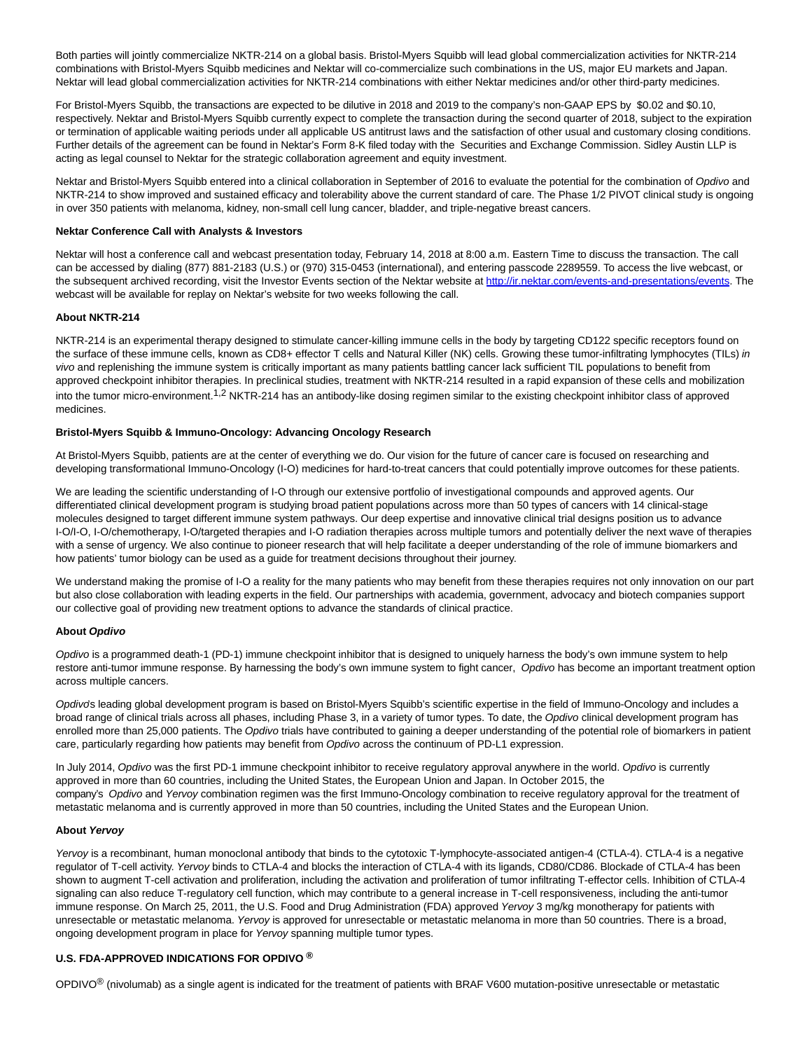Both parties will jointly commercialize NKTR-214 on a global basis. Bristol-Myers Squibb will lead global commercialization activities for NKTR-214 combinations with Bristol-Myers Squibb medicines and Nektar will co-commercialize such combinations in the US, major EU markets and Japan. Nektar will lead global commercialization activities for NKTR-214 combinations with either Nektar medicines and/or other third-party medicines.

For Bristol-Myers Squibb, the transactions are expected to be dilutive in 2018 and 2019 to the company's non-GAAP EPS by $0.02 and $0.10, respectively. Nektar and Bristol-Myers Squibb currently expect to complete the transaction during the second quarter of 2018, subject to the expiration or termination of applicable waiting periods under all applicable US antitrust laws and the satisfaction of other usual and customary closing conditions. Further details of the agreement can be found in Nektar's Form 8-K filed today with the Securities and Exchange Commission. Sidley Austin LLP is acting as legal counsel to Nektar for the strategic collaboration agreement and equity investment.

Nektar and Bristol-Myers Squibb entered into a clinical collaboration in September of 2016 to evaluate the potential for the combination of *Opdivo* and NKTR-214 to show improved and sustained efficacy and tolerability above the current standard of care. The Phase 1/2 PIVOT clinical study is ongoing in over 350 patients with melanoma, kidney, non-small cell lung cancer, bladder, and triple-negative breast cancers.

**Nektar Conference Call with Analysts & Investors**

Nektar will host a conference call and webcast presentation today, February 14, 2018 at 8:00 a.m. Eastern Time to discuss the transaction. The call can be accessed by dialing (877) 881-2183 (U.S.) or (970) 315-0453 (international), and entering passcode 2289559. To access the live webcast, or the subsequent archived recording, visit the Investor Events section of the Nektar website at http://ir.nektar.com/events-and-presentations/events. The webcast will be available for replay on Nektar's website for two weeks following the call.

**About NKTR-214**

NKTR-214 is an experimental therapy designed to stimulate cancer-killing immune cells in the body by targeting CD122 specific receptors found on the surface of these immune cells, known as CD8+ effector T cells and Natural Killer (NK) cells. Growing these tumor-infiltrating lymphocytes (TILs) *in vivo* and replenishing the immune system is critically important as many patients battling cancer lack sufficient TIL populations to benefit from approved checkpoint inhibitor therapies. In preclinical studies, treatment with NKTR-214 resulted in a rapid expansion of these cells and mobilization into the tumor micro-environment.[1,2] NKTR-214 has an antibody-like dosing regimen similar to the existing checkpoint inhibitor class of approved medicines.

**Bristol-Myers Squibb & Immuno-Oncology: Advancing Oncology Research**

At Bristol-Myers Squibb, patients are at the center of everything we do. Our vision for the future of cancer care is focused on researching and developing transformational Immuno-Oncology (I-O) medicines for hard-to-treat cancers that could potentially improve outcomes for these patients.

We are leading the scientific understanding of I-O through our extensive portfolio of investigational compounds and approved agents. Our differentiated clinical development program is studying broad patient populations across more than 50 types of cancers with 14 clinical-stage molecules designed to target different immune system pathways. Our deep expertise and innovative clinical trial designs position us to advance I-O/I-O, I-O/chemotherapy, I-O/targeted therapies and I-O radiation therapies across multiple tumors and potentially deliver the next wave of therapies with a sense of urgency. We also continue to pioneer research that will help facilitate a deeper understanding of the role of immune biomarkers and how patients' tumor biology can be used as a guide for treatment decisions throughout their journey.

We understand making the promise of I-O a reality for the many patients who may benefit from these therapies requires not only innovation on our part but also close collaboration with leading experts in the field. Our partnerships with academia, government, advocacy and biotech companies support our collective goal of providing new treatment options to advance the standards of clinical practice.

**About *Opdivo***

*Opdivo* is a programmed death-1 (PD-1) immune checkpoint inhibitor that is designed to uniquely harness the body's own immune system to help restore anti-tumor immune response. By harnessing the body's own immune system to fight cancer, *Opdivo* has become an important treatment option across multiple cancers.

*Opdivo*'s leading global development program is based on Bristol-Myers Squibb's scientific expertise in the field of Immuno-Oncology and includes a broad range of clinical trials across all phases, including Phase 3, in a variety of tumor types. To date, the *Opdivo* clinical development program has enrolled more than 25,000 patients. The *Opdivo* trials have contributed to gaining a deeper understanding of the potential role of biomarkers in patient care, particularly regarding how patients may benefit from *Opdivo* across the continuum of PD-L1 expression.

In July 2014, *Opdivo* was the first PD-1 immune checkpoint inhibitor to receive regulatory approval anywhere in the world. *Opdivo* is currently approved in more than 60 countries, including the United States, the European Union and Japan. In October 2015, the company's *Opdivo* and *Yervoy* combination regimen was the first Immuno-Oncology combination to receive regulatory approval for the treatment of metastatic melanoma and is currently approved in more than 50 countries, including the United States and the European Union.

**About *Yervoy***

*Yervoy* is a recombinant, human monoclonal antibody that binds to the cytotoxic T-lymphocyte-associated antigen-4 (CTLA-4). CTLA-4 is a negative regulator of T-cell activity. *Yervoy* binds to CTLA-4 and blocks the interaction of CTLA-4 with its ligands, CD80/CD86. Blockade of CTLA-4 has been shown to augment T-cell activation and proliferation, including the activation and proliferation of tumor infiltrating T-effector cells. Inhibition of CTLA-4 signaling can also reduce T-regulatory cell function, which may contribute to a general increase in T-cell responsiveness, including the anti-tumor immune response. On March 25, 2011, the U.S. Food and Drug Administration (FDA) approved *Yervoy* 3 mg/kg monotherapy for patients with unresectable or metastatic melanoma. *Yervoy* is approved for unresectable or metastatic melanoma in more than 50 countries. There is a broad, ongoing development program in place for *Yervoy* spanning multiple tumor types.

**U.S. FDA-APPROVED INDICATIONS FOR OPDIVO ®**

OPDIVO® (nivolumab) as a single agent is indicated for the treatment of patients with BRAF V600 mutation-positive unresectable or metastatic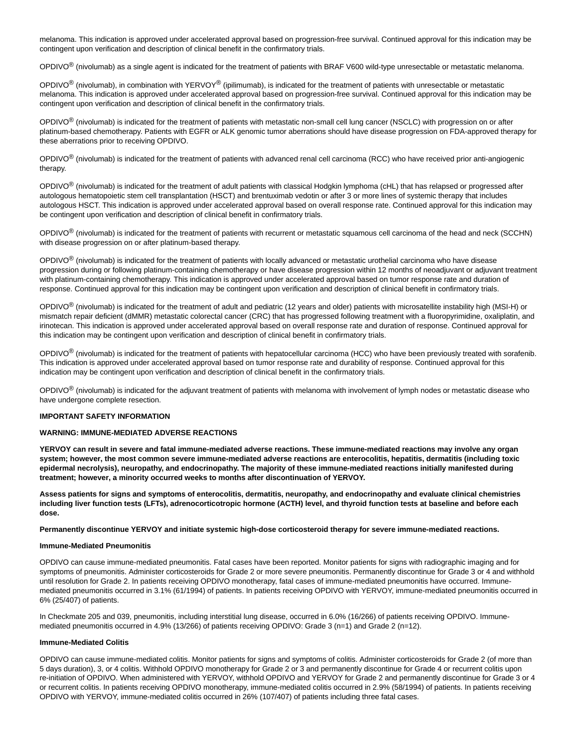melanoma. This indication is approved under accelerated approval based on progression-free survival. Continued approval for this indication may be contingent upon verification and description of clinical benefit in the confirmatory trials.

OPDIVO® (nivolumab) as a single agent is indicated for the treatment of patients with BRAF V600 wild-type unresectable or metastatic melanoma.

OPDIVO® (nivolumab), in combination with YERVOY® (ipilimumab), is indicated for the treatment of patients with unresectable or metastatic melanoma. This indication is approved under accelerated approval based on progression-free survival. Continued approval for this indication may be contingent upon verification and description of clinical benefit in the confirmatory trials.

OPDIVO® (nivolumab) is indicated for the treatment of patients with metastatic non-small cell lung cancer (NSCLC) with progression on or after platinum-based chemotherapy. Patients with EGFR or ALK genomic tumor aberrations should have disease progression on FDA-approved therapy for these aberrations prior to receiving OPDIVO.

OPDIVO® (nivolumab) is indicated for the treatment of patients with advanced renal cell carcinoma (RCC) who have received prior anti-angiogenic therapy.

OPDIVO® (nivolumab) is indicated for the treatment of adult patients with classical Hodgkin lymphoma (cHL) that has relapsed or progressed after autologous hematopoietic stem cell transplantation (HSCT) and brentuximab vedotin or after 3 or more lines of systemic therapy that includes autologous HSCT. This indication is approved under accelerated approval based on overall response rate. Continued approval for this indication may be contingent upon verification and description of clinical benefit in confirmatory trials.

OPDIVO® (nivolumab) is indicated for the treatment of patients with recurrent or metastatic squamous cell carcinoma of the head and neck (SCCHN) with disease progression on or after platinum-based therapy.

OPDIVO® (nivolumab) is indicated for the treatment of patients with locally advanced or metastatic urothelial carcinoma who have disease progression during or following platinum-containing chemotherapy or have disease progression within 12 months of neoadjuvant or adjuvant treatment with platinum-containing chemotherapy. This indication is approved under accelerated approval based on tumor response rate and duration of response. Continued approval for this indication may be contingent upon verification and description of clinical benefit in confirmatory trials.

OPDIVO® (nivolumab) is indicated for the treatment of adult and pediatric (12 years and older) patients with microsatellite instability high (MSI-H) or mismatch repair deficient (dMMR) metastatic colorectal cancer (CRC) that has progressed following treatment with a fluoropyrimidine, oxaliplatin, and irinotecan. This indication is approved under accelerated approval based on overall response rate and duration of response. Continued approval for this indication may be contingent upon verification and description of clinical benefit in confirmatory trials.

OPDIVO® (nivolumab) is indicated for the treatment of patients with hepatocellular carcinoma (HCC) who have been previously treated with sorafenib. This indication is approved under accelerated approval based on tumor response rate and durability of response. Continued approval for this indication may be contingent upon verification and description of clinical benefit in the confirmatory trials.

OPDIVO® (nivolumab) is indicated for the adjuvant treatment of patients with melanoma with involvement of lymph nodes or metastatic disease who have undergone complete resection.

**IMPORTANT SAFETY INFORMATION**

**WARNING: IMMUNE-MEDIATED ADVERSE REACTIONS**

**YERVOY can result in severe and fatal immune-mediated adverse reactions. These immune-mediated reactions may involve any organ system; however, the most common severe immune-mediated adverse reactions are enterocolitis, hepatitis, dermatitis (including toxic epidermal necrolysis), neuropathy, and endocrinopathy. The majority of these immune-mediated reactions initially manifested during treatment; however, a minority occurred weeks to months after discontinuation of YERVOY.**

**Assess patients for signs and symptoms of enterocolitis, dermatitis, neuropathy, and endocrinopathy and evaluate clinical chemistries including liver function tests (LFTs), adrenocorticotropic hormone (ACTH) level, and thyroid function tests at baseline and before each dose.**

**Permanently discontinue YERVOY and initiate systemic high-dose corticosteroid therapy for severe immune-mediated reactions.**

**Immune-Mediated Pneumonitis**

OPDIVO can cause immune-mediated pneumonitis. Fatal cases have been reported. Monitor patients for signs with radiographic imaging and for symptoms of pneumonitis. Administer corticosteroids for Grade 2 or more severe pneumonitis. Permanently discontinue for Grade 3 or 4 and withhold until resolution for Grade 2. In patients receiving OPDIVO monotherapy, fatal cases of immune-mediated pneumonitis have occurred. Immune-mediated pneumonitis occurred in 3.1% (61/1994) of patients. In patients receiving OPDIVO with YERVOY, immune-mediated pneumonitis occurred in 6% (25/407) of patients.

In Checkmate 205 and 039, pneumonitis, including interstitial lung disease, occurred in 6.0% (16/266) of patients receiving OPDIVO. Immune-mediated pneumonitis occurred in 4.9% (13/266) of patients receiving OPDIVO: Grade 3 (n=1) and Grade 2 (n=12).

**Immune-Mediated Colitis**

OPDIVO can cause immune-mediated colitis. Monitor patients for signs and symptoms of colitis. Administer corticosteroids for Grade 2 (of more than 5 days duration), 3, or 4 colitis. Withhold OPDIVO monotherapy for Grade 2 or 3 and permanently discontinue for Grade 4 or recurrent colitis upon re-initiation of OPDIVO. When administered with YERVOY, withhold OPDIVO and YERVOY for Grade 2 and permanently discontinue for Grade 3 or 4 or recurrent colitis. In patients receiving OPDIVO monotherapy, immune-mediated colitis occurred in 2.9% (58/1994) of patients. In patients receiving OPDIVO with YERVOY, immune-mediated colitis occurred in 26% (107/407) of patients including three fatal cases.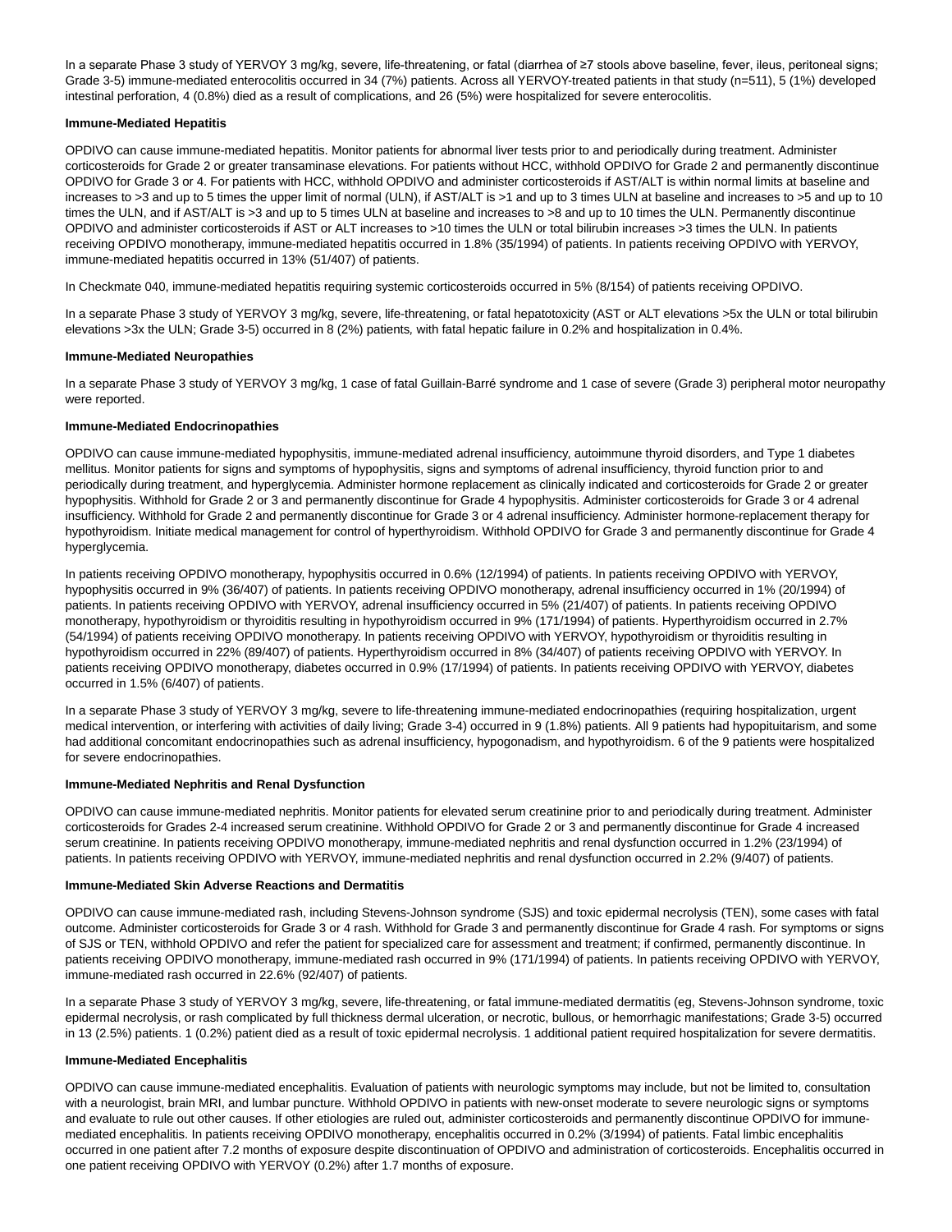In a separate Phase 3 study of YERVOY 3 mg/kg, severe, life-threatening, or fatal (diarrhea of ≥7 stools above baseline, fever, ileus, peritoneal signs; Grade 3-5) immune-mediated enterocolitis occurred in 34 (7%) patients. Across all YERVOY-treated patients in that study (n=511), 5 (1%) developed intestinal perforation, 4 (0.8%) died as a result of complications, and 26 (5%) were hospitalized for severe enterocolitis.

**Immune-Mediated Hepatitis**

OPDIVO can cause immune-mediated hepatitis. Monitor patients for abnormal liver tests prior to and periodically during treatment. Administer corticosteroids for Grade 2 or greater transaminase elevations. For patients without HCC, withhold OPDIVO for Grade 2 and permanently discontinue OPDIVO for Grade 3 or 4. For patients with HCC, withhold OPDIVO and administer corticosteroids if AST/ALT is within normal limits at baseline and increases to >3 and up to 5 times the upper limit of normal (ULN), if AST/ALT is >1 and up to 3 times ULN at baseline and increases to >5 and up to 10 times the ULN, and if AST/ALT is >3 and up to 5 times ULN at baseline and increases to >8 and up to 10 times the ULN. Permanently discontinue OPDIVO and administer corticosteroids if AST or ALT increases to >10 times the ULN or total bilirubin increases >3 times the ULN. In patients receiving OPDIVO monotherapy, immune-mediated hepatitis occurred in 1.8% (35/1994) of patients. In patients receiving OPDIVO with YERVOY, immune-mediated hepatitis occurred in 13% (51/407) of patients.

In Checkmate 040, immune-mediated hepatitis requiring systemic corticosteroids occurred in 5% (8/154) of patients receiving OPDIVO.

In a separate Phase 3 study of YERVOY 3 mg/kg, severe, life-threatening, or fatal hepatotoxicity (AST or ALT elevations >5x the ULN or total bilirubin elevations >3x the ULN; Grade 3-5) occurred in 8 (2%) patients, with fatal hepatic failure in 0.2% and hospitalization in 0.4%.

**Immune-Mediated Neuropathies**

In a separate Phase 3 study of YERVOY 3 mg/kg, 1 case of fatal Guillain-Barré syndrome and 1 case of severe (Grade 3) peripheral motor neuropathy were reported.

**Immune-Mediated Endocrinopathies**

OPDIVO can cause immune-mediated hypophysitis, immune-mediated adrenal insufficiency, autoimmune thyroid disorders, and Type 1 diabetes mellitus. Monitor patients for signs and symptoms of hypophysitis, signs and symptoms of adrenal insufficiency, thyroid function prior to and periodically during treatment, and hyperglycemia. Administer hormone replacement as clinically indicated and corticosteroids for Grade 2 or greater hypophysitis. Withhold for Grade 2 or 3 and permanently discontinue for Grade 4 hypophysitis. Administer corticosteroids for Grade 3 or 4 adrenal insufficiency. Withhold for Grade 2 and permanently discontinue for Grade 3 or 4 adrenal insufficiency. Administer hormone-replacement therapy for hypothyroidism. Initiate medical management for control of hyperthyroidism. Withhold OPDIVO for Grade 3 and permanently discontinue for Grade 4 hyperglycemia.

In patients receiving OPDIVO monotherapy, hypophysitis occurred in 0.6% (12/1994) of patients. In patients receiving OPDIVO with YERVOY, hypophysitis occurred in 9% (36/407) of patients. In patients receiving OPDIVO monotherapy, adrenal insufficiency occurred in 1% (20/1994) of patients. In patients receiving OPDIVO with YERVOY, adrenal insufficiency occurred in 5% (21/407) of patients. In patients receiving OPDIVO monotherapy, hypothyroidism or thyroiditis resulting in hypothyroidism occurred in 9% (171/1994) of patients. Hyperthyroidism occurred in 2.7% (54/1994) of patients receiving OPDIVO monotherapy. In patients receiving OPDIVO with YERVOY, hypothyroidism or thyroiditis resulting in hypothyroidism occurred in 22% (89/407) of patients. Hyperthyroidism occurred in 8% (34/407) of patients receiving OPDIVO with YERVOY. In patients receiving OPDIVO monotherapy, diabetes occurred in 0.9% (17/1994) of patients. In patients receiving OPDIVO with YERVOY, diabetes occurred in 1.5% (6/407) of patients.

In a separate Phase 3 study of YERVOY 3 mg/kg, severe to life-threatening immune-mediated endocrinopathies (requiring hospitalization, urgent medical intervention, or interfering with activities of daily living; Grade 3-4) occurred in 9 (1.8%) patients. All 9 patients had hypopituitarism, and some had additional concomitant endocrinopathies such as adrenal insufficiency, hypogonadism, and hypothyroidism. 6 of the 9 patients were hospitalized for severe endocrinopathies.

**Immune-Mediated Nephritis and Renal Dysfunction**

OPDIVO can cause immune-mediated nephritis. Monitor patients for elevated serum creatinine prior to and periodically during treatment. Administer corticosteroids for Grades 2-4 increased serum creatinine. Withhold OPDIVO for Grade 2 or 3 and permanently discontinue for Grade 4 increased serum creatinine. In patients receiving OPDIVO monotherapy, immune-mediated nephritis and renal dysfunction occurred in 1.2% (23/1994) of patients. In patients receiving OPDIVO with YERVOY, immune-mediated nephritis and renal dysfunction occurred in 2.2% (9/407) of patients.

**Immune-Mediated Skin Adverse Reactions and Dermatitis**

OPDIVO can cause immune-mediated rash, including Stevens-Johnson syndrome (SJS) and toxic epidermal necrolysis (TEN), some cases with fatal outcome. Administer corticosteroids for Grade 3 or 4 rash. Withhold for Grade 3 and permanently discontinue for Grade 4 rash. For symptoms or signs of SJS or TEN, withhold OPDIVO and refer the patient for specialized care for assessment and treatment; if confirmed, permanently discontinue. In patients receiving OPDIVO monotherapy, immune-mediated rash occurred in 9% (171/1994) of patients. In patients receiving OPDIVO with YERVOY, immune-mediated rash occurred in 22.6% (92/407) of patients.

In a separate Phase 3 study of YERVOY 3 mg/kg, severe, life-threatening, or fatal immune-mediated dermatitis (eg, Stevens-Johnson syndrome, toxic epidermal necrolysis, or rash complicated by full thickness dermal ulceration, or necrotic, bullous, or hemorrhagic manifestations; Grade 3-5) occurred in 13 (2.5%) patients. 1 (0.2%) patient died as a result of toxic epidermal necrolysis. 1 additional patient required hospitalization for severe dermatitis.

**Immune-Mediated Encephalitis**

OPDIVO can cause immune-mediated encephalitis. Evaluation of patients with neurologic symptoms may include, but not be limited to, consultation with a neurologist, brain MRI, and lumbar puncture. Withhold OPDIVO in patients with new-onset moderate to severe neurologic signs or symptoms and evaluate to rule out other causes. If other etiologies are ruled out, administer corticosteroids and permanently discontinue OPDIVO for immune-mediated encephalitis. In patients receiving OPDIVO monotherapy, encephalitis occurred in 0.2% (3/1994) of patients. Fatal limbic encephalitis occurred in one patient after 7.2 months of exposure despite discontinuation of OPDIVO and administration of corticosteroids. Encephalitis occurred in one patient receiving OPDIVO with YERVOY (0.2%) after 1.7 months of exposure.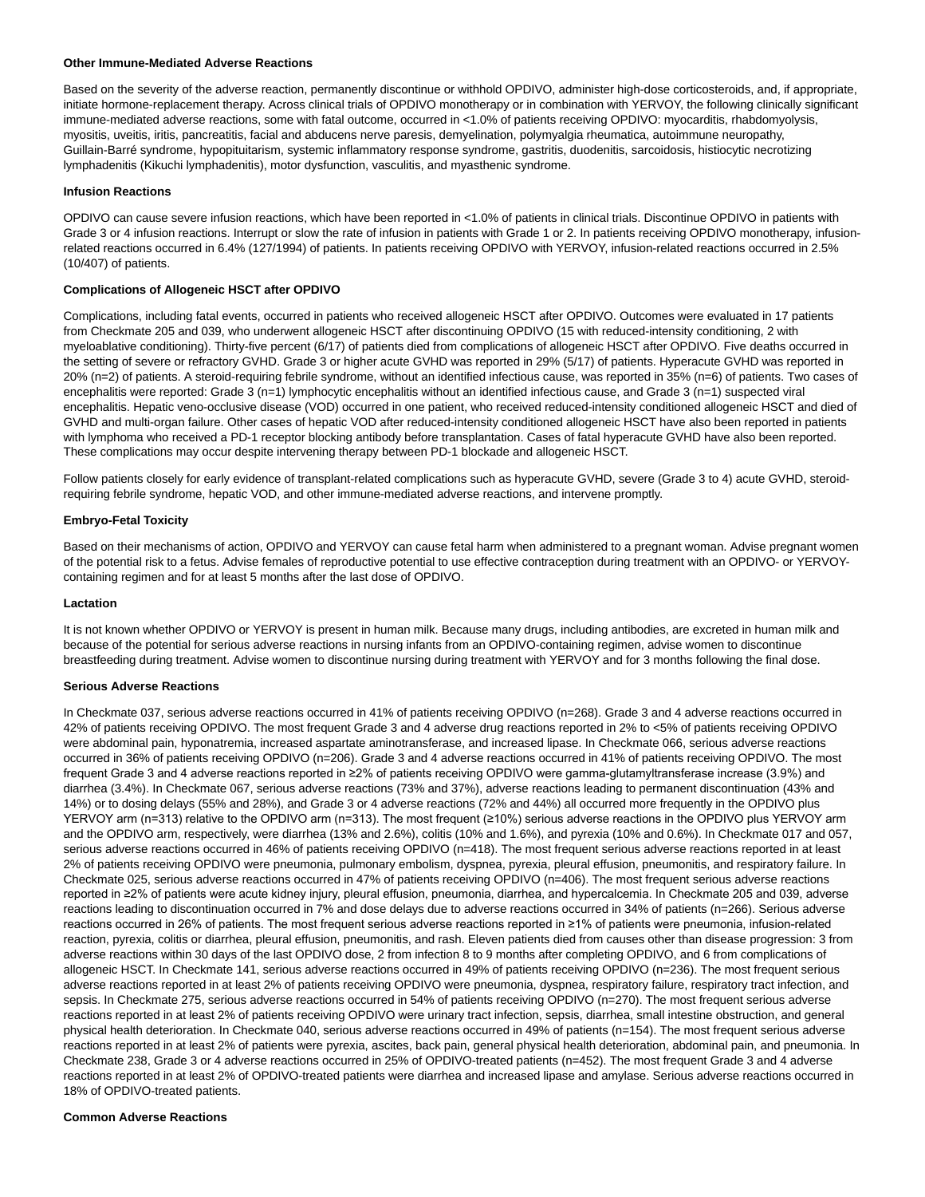**Other Immune-Mediated Adverse Reactions**

Based on the severity of the adverse reaction, permanently discontinue or withhold OPDIVO, administer high-dose corticosteroids, and, if appropriate, initiate hormone-replacement therapy. Across clinical trials of OPDIVO monotherapy or in combination with YERVOY, the following clinically significant immune-mediated adverse reactions, some with fatal outcome, occurred in <1.0% of patients receiving OPDIVO: myocarditis, rhabdomyolysis, myositis, uveitis, iritis, pancreatitis, facial and abducens nerve paresis, demyelination, polymyalgia rheumatica, autoimmune neuropathy, Guillain-Barré syndrome, hypopituitarism, systemic inflammatory response syndrome, gastritis, duodenitis, sarcoidosis, histiocytic necrotizing lymphadenitis (Kikuchi lymphadenitis), motor dysfunction, vasculitis, and myasthenic syndrome.

**Infusion Reactions**

OPDIVO can cause severe infusion reactions, which have been reported in <1.0% of patients in clinical trials. Discontinue OPDIVO in patients with Grade 3 or 4 infusion reactions. Interrupt or slow the rate of infusion in patients with Grade 1 or 2. In patients receiving OPDIVO monotherapy, infusion-related reactions occurred in 6.4% (127/1994) of patients. In patients receiving OPDIVO with YERVOY, infusion-related reactions occurred in 2.5% (10/407) of patients.

**Complications of Allogeneic HSCT after OPDIVO**

Complications, including fatal events, occurred in patients who received allogeneic HSCT after OPDIVO. Outcomes were evaluated in 17 patients from Checkmate 205 and 039, who underwent allogeneic HSCT after discontinuing OPDIVO (15 with reduced-intensity conditioning, 2 with myeloablative conditioning). Thirty-five percent (6/17) of patients died from complications of allogeneic HSCT after OPDIVO. Five deaths occurred in the setting of severe or refractory GVHD. Grade 3 or higher acute GVHD was reported in 29% (5/17) of patients. Hyperacute GVHD was reported in 20% (n=2) of patients. A steroid-requiring febrile syndrome, without an identified infectious cause, was reported in 35% (n=6) of patients. Two cases of encephalitis were reported: Grade 3 (n=1) lymphocytic encephalitis without an identified infectious cause, and Grade 3 (n=1) suspected viral encephalitis. Hepatic veno-occlusive disease (VOD) occurred in one patient, who received reduced-intensity conditioned allogeneic HSCT and died of GVHD and multi-organ failure. Other cases of hepatic VOD after reduced-intensity conditioned allogeneic HSCT have also been reported in patients with lymphoma who received a PD-1 receptor blocking antibody before transplantation. Cases of fatal hyperacute GVHD have also been reported. These complications may occur despite intervening therapy between PD-1 blockade and allogeneic HSCT.

Follow patients closely for early evidence of transplant-related complications such as hyperacute GVHD, severe (Grade 3 to 4) acute GVHD, steroid-requiring febrile syndrome, hepatic VOD, and other immune-mediated adverse reactions, and intervene promptly.

**Embryo-Fetal Toxicity**

Based on their mechanisms of action, OPDIVO and YERVOY can cause fetal harm when administered to a pregnant woman. Advise pregnant women of the potential risk to a fetus. Advise females of reproductive potential to use effective contraception during treatment with an OPDIVO- or YERVOY-containing regimen and for at least 5 months after the last dose of OPDIVO.

**Lactation**

It is not known whether OPDIVO or YERVOY is present in human milk. Because many drugs, including antibodies, are excreted in human milk and because of the potential for serious adverse reactions in nursing infants from an OPDIVO-containing regimen, advise women to discontinue breastfeeding during treatment. Advise women to discontinue nursing during treatment with YERVOY and for 3 months following the final dose.

**Serious Adverse Reactions**

In Checkmate 037, serious adverse reactions occurred in 41% of patients receiving OPDIVO (n=268). Grade 3 and 4 adverse reactions occurred in 42% of patients receiving OPDIVO. The most frequent Grade 3 and 4 adverse drug reactions reported in 2% to <5% of patients receiving OPDIVO were abdominal pain, hyponatremia, increased aspartate aminotransferase, and increased lipase. In Checkmate 066, serious adverse reactions occurred in 36% of patients receiving OPDIVO (n=206). Grade 3 and 4 adverse reactions occurred in 41% of patients receiving OPDIVO. The most frequent Grade 3 and 4 adverse reactions reported in ≥2% of patients receiving OPDIVO were gamma-glutamyltransferase increase (3.9%) and diarrhea (3.4%). In Checkmate 067, serious adverse reactions (73% and 37%), adverse reactions leading to permanent discontinuation (43% and 14%) or to dosing delays (55% and 28%), and Grade 3 or 4 adverse reactions (72% and 44%) all occurred more frequently in the OPDIVO plus YERVOY arm (n=313) relative to the OPDIVO arm (n=313). The most frequent (≥10%) serious adverse reactions in the OPDIVO plus YERVOY arm and the OPDIVO arm, respectively, were diarrhea (13% and 2.6%), colitis (10% and 1.6%), and pyrexia (10% and 0.6%). In Checkmate 017 and 057, serious adverse reactions occurred in 46% of patients receiving OPDIVO (n=418). The most frequent serious adverse reactions reported in at least 2% of patients receiving OPDIVO were pneumonia, pulmonary embolism, dyspnea, pyrexia, pleural effusion, pneumonitis, and respiratory failure. In Checkmate 025, serious adverse reactions occurred in 47% of patients receiving OPDIVO (n=406). The most frequent serious adverse reactions reported in ≥2% of patients were acute kidney injury, pleural effusion, pneumonia, diarrhea, and hypercalcemia. In Checkmate 205 and 039, adverse reactions leading to discontinuation occurred in 7% and dose delays due to adverse reactions occurred in 34% of patients (n=266). Serious adverse reactions occurred in 26% of patients. The most frequent serious adverse reactions reported in ≥1% of patients were pneumonia, infusion-related reaction, pyrexia, colitis or diarrhea, pleural effusion, pneumonitis, and rash. Eleven patients died from causes other than disease progression: 3 from adverse reactions within 30 days of the last OPDIVO dose, 2 from infection 8 to 9 months after completing OPDIVO, and 6 from complications of allogeneic HSCT. In Checkmate 141, serious adverse reactions occurred in 49% of patients receiving OPDIVO (n=236). The most frequent serious adverse reactions reported in at least 2% of patients receiving OPDIVO were pneumonia, dyspnea, respiratory failure, respiratory tract infection, and sepsis. In Checkmate 275, serious adverse reactions occurred in 54% of patients receiving OPDIVO (n=270). The most frequent serious adverse reactions reported in at least 2% of patients receiving OPDIVO were urinary tract infection, sepsis, diarrhea, small intestine obstruction, and general physical health deterioration. In Checkmate 040, serious adverse reactions occurred in 49% of patients (n=154). The most frequent serious adverse reactions reported in at least 2% of patients were pyrexia, ascites, back pain, general physical health deterioration, abdominal pain, and pneumonia. In Checkmate 238, Grade 3 or 4 adverse reactions occurred in 25% of OPDIVO-treated patients (n=452). The most frequent Grade 3 and 4 adverse reactions reported in at least 2% of OPDIVO-treated patients were diarrhea and increased lipase and amylase. Serious adverse reactions occurred in 18% of OPDIVO-treated patients.

**Common Adverse Reactions**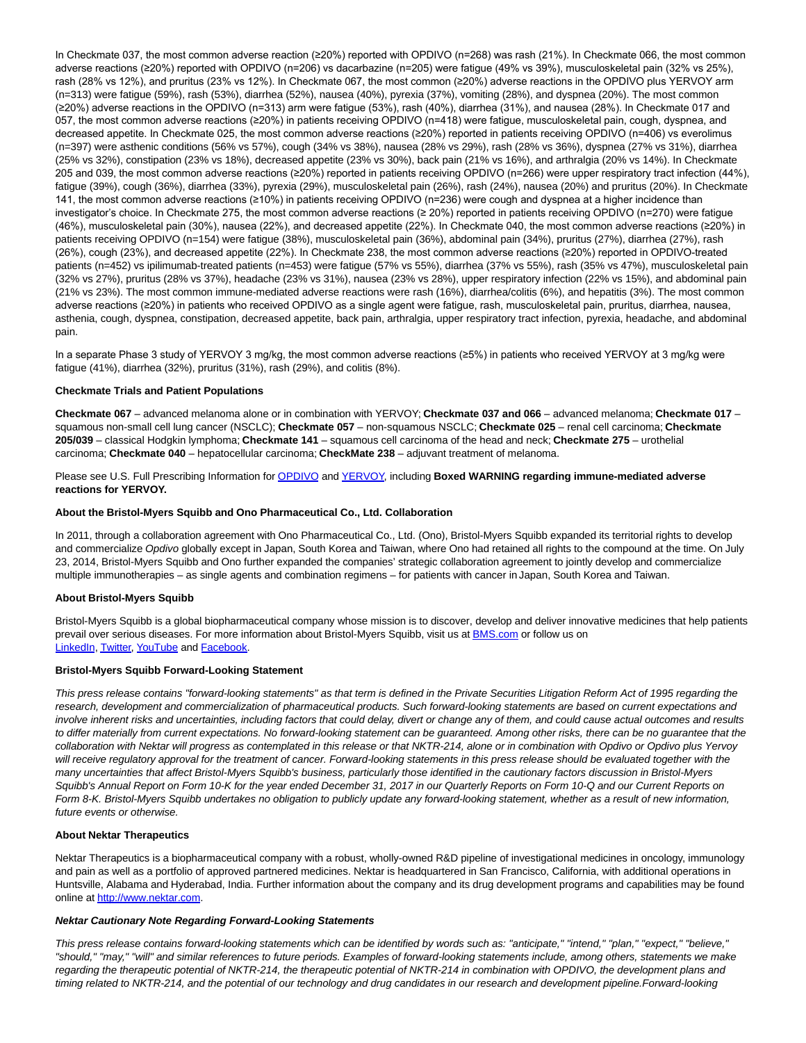In Checkmate 037, the most common adverse reaction (≥20%) reported with OPDIVO (n=268) was rash (21%). In Checkmate 066, the most common adverse reactions (≥20%) reported with OPDIVO (n=206) vs dacarbazine (n=205) were fatigue (49% vs 39%), musculoskeletal pain (32% vs 25%), rash (28% vs 12%), and pruritus (23% vs 12%). In Checkmate 067, the most common (≥20%) adverse reactions in the OPDIVO plus YERVOY arm (n=313) were fatigue (59%), rash (53%), diarrhea (52%), nausea (40%), pyrexia (37%), vomiting (28%), and dyspnea (20%). The most common (≥20%) adverse reactions in the OPDIVO (n=313) arm were fatigue (53%), rash (40%), diarrhea (31%), and nausea (28%). In Checkmate 017 and 057, the most common adverse reactions (≥20%) in patients receiving OPDIVO (n=418) were fatigue, musculoskeletal pain, cough, dyspnea, and decreased appetite. In Checkmate 025, the most common adverse reactions (≥20%) reported in patients receiving OPDIVO (n=406) vs everolimus (n=397) were asthenic conditions (56% vs 57%), cough (34% vs 38%), nausea (28% vs 29%), rash (28% vs 36%), dyspnea (27% vs 31%), diarrhea (25% vs 32%), constipation (23% vs 18%), decreased appetite (23% vs 30%), back pain (21% vs 16%), and arthralgia (20% vs 14%). In Checkmate 205 and 039, the most common adverse reactions (≥20%) reported in patients receiving OPDIVO (n=266) were upper respiratory tract infection (44%), fatigue (39%), cough (36%), diarrhea (33%), pyrexia (29%), musculoskeletal pain (26%), rash (24%), nausea (20%) and pruritus (20%). In Checkmate 141, the most common adverse reactions (≥10%) in patients receiving OPDIVO (n=236) were cough and dyspnea at a higher incidence than investigator's choice. In Checkmate 275, the most common adverse reactions (≥ 20%) reported in patients receiving OPDIVO (n=270) were fatigue (46%), musculoskeletal pain (30%), nausea (22%), and decreased appetite (22%). In Checkmate 040, the most common adverse reactions (≥20%) in patients receiving OPDIVO (n=154) were fatigue (38%), musculoskeletal pain (36%), abdominal pain (34%), pruritus (27%), diarrhea (27%), rash (26%), cough (23%), and decreased appetite (22%). In Checkmate 238, the most common adverse reactions (≥20%) reported in OPDIVO-treated patients (n=452) vs ipilimumab-treated patients (n=453) were fatigue (57% vs 55%), diarrhea (37% vs 55%), rash (35% vs 47%), musculoskeletal pain (32% vs 27%), pruritus (28% vs 37%), headache (23% vs 31%), nausea (23% vs 28%), upper respiratory infection (22% vs 15%), and abdominal pain (21% vs 23%). The most common immune-mediated adverse reactions were rash (16%), diarrhea/colitis (6%), and hepatitis (3%). The most common adverse reactions (≥20%) in patients who received OPDIVO as a single agent were fatigue, rash, musculoskeletal pain, pruritus, diarrhea, nausea, asthenia, cough, dyspnea, constipation, decreased appetite, back pain, arthralgia, upper respiratory tract infection, pyrexia, headache, and abdominal pain.

In a separate Phase 3 study of YERVOY 3 mg/kg, the most common adverse reactions (≥5%) in patients who received YERVOY at 3 mg/kg were fatigue (41%), diarrhea (32%), pruritus (31%), rash (29%), and colitis (8%).

**Checkmate Trials and Patient Populations**

**Checkmate 067** – advanced melanoma alone or in combination with YERVOY; **Checkmate 037 and 066** – advanced melanoma; **Checkmate 017** – squamous non-small cell lung cancer (NSCLC); **Checkmate 057** – non-squamous NSCLC; **Checkmate 025** – renal cell carcinoma; **Checkmate 205/039** – classical Hodgkin lymphoma; **Checkmate 141** – squamous cell carcinoma of the head and neck; **Checkmate 275** – urothelial carcinoma; **Checkmate 040** – hepatocellular carcinoma; **CheckMate 238** – adjuvant treatment of melanoma.

Please see U.S. Full Prescribing Information for OPDIVO and YERVOY, including **Boxed WARNING regarding immune-mediated adverse reactions for YERVOY.**

**About the Bristol-Myers Squibb and Ono Pharmaceutical Co., Ltd. Collaboration**

In 2011, through a collaboration agreement with Ono Pharmaceutical Co., Ltd. (Ono), Bristol-Myers Squibb expanded its territorial rights to develop and commercialize *Opdivo* globally except in Japan, South Korea and Taiwan, where Ono had retained all rights to the compound at the time. On July 23, 2014, Bristol-Myers Squibb and Ono further expanded the companies' strategic collaboration agreement to jointly develop and commercialize multiple immunotherapies – as single agents and combination regimens – for patients with cancer in Japan, South Korea and Taiwan.

**About Bristol-Myers Squibb**

Bristol-Myers Squibb is a global biopharmaceutical company whose mission is to discover, develop and deliver innovative medicines that help patients prevail over serious diseases. For more information about Bristol-Myers Squibb, visit us at BMS.com or follow us on LinkedIn, Twitter, YouTube and Facebook.

**Bristol-Myers Squibb Forward-Looking Statement**

*This press release contains "forward-looking statements" as that term is defined in the Private Securities Litigation Reform Act of 1995 regarding the research, development and commercialization of pharmaceutical products. Such forward-looking statements are based on current expectations and involve inherent risks and uncertainties, including factors that could delay, divert or change any of them, and could cause actual outcomes and results to differ materially from current expectations. No forward-looking statement can be guaranteed. Among other risks, there can be no guarantee that the collaboration with Nektar will progress as contemplated in this release or that NKTR-214, alone or in combination with Opdivo or Opdivo plus Yervoy will receive regulatory approval for the treatment of cancer. Forward-looking statements in this press release should be evaluated together with the many uncertainties that affect Bristol-Myers Squibb's business, particularly those identified in the cautionary factors discussion in Bristol-Myers Squibb's Annual Report on Form 10-K for the year ended December 31, 2017 in our Quarterly Reports on Form 10-Q and our Current Reports on Form 8-K. Bristol-Myers Squibb undertakes no obligation to publicly update any forward-looking statement, whether as a result of new information, future events or otherwise.*

**About Nektar Therapeutics**

Nektar Therapeutics is a biopharmaceutical company with a robust, wholly-owned R&D pipeline of investigational medicines in oncology, immunology and pain as well as a portfolio of approved partnered medicines. Nektar is headquartered in San Francisco, California, with additional operations in Huntsville, Alabama and Hyderabad, India. Further information about the company and its drug development programs and capabilities may be found online at http://www.nektar.com.

***Nektar Cautionary Note Regarding Forward-Looking Statements***

*This press release contains forward-looking statements which can be identified by words such as: "anticipate," "intend," "plan," "expect," "believe," "should," "may," "will" and similar references to future periods. Examples of forward-looking statements include, among others, statements we make regarding the therapeutic potential of NKTR-214, the therapeutic potential of NKTR-214 in combination with OPDIVO, the development plans and timing related to NKTR-214, and the potential of our technology and drug candidates in our research and development pipeline.Forward-looking*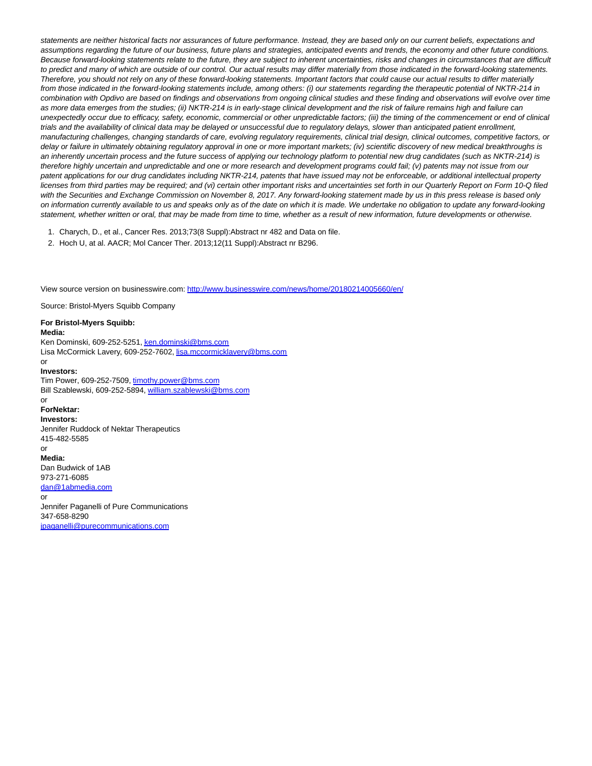*statements are neither historical facts nor assurances of future performance. Instead, they are based only on our current beliefs, expectations and assumptions regarding the future of our business, future plans and strategies, anticipated events and trends, the economy and other future conditions. Because forward-looking statements relate to the future, they are subject to inherent uncertainties, risks and changes in circumstances that are difficult to predict and many of which are outside of our control. Our actual results may differ materially from those indicated in the forward-looking statements. Therefore, you should not rely on any of these forward-looking statements. Important factors that could cause our actual results to differ materially from those indicated in the forward-looking statements include, among others: (i) our statements regarding the therapeutic potential of NKTR-214 in combination with Opdivo are based on findings and observations from ongoing clinical studies and these finding and observations will evolve over time as more data emerges from the studies; (ii) NKTR-214 is in early-stage clinical development and the risk of failure remains high and failure can unexpectedly occur due to efficacy, safety, economic, commercial or other unpredictable factors; (iii) the timing of the commencement or end of clinical trials and the availability of clinical data may be delayed or unsuccessful due to regulatory delays, slower than anticipated patient enrollment, manufacturing challenges, changing standards of care, evolving regulatory requirements, clinical trial design, clinical outcomes, competitive factors, or delay or failure in ultimately obtaining regulatory approval in one or more important markets; (iv) scientific discovery of new medical breakthroughs is an inherently uncertain process and the future success of applying our technology platform to potential new drug candidates (such as NKTR-214) is therefore highly uncertain and unpredictable and one or more research and development programs could fail; (v) patents may not issue from our patent applications for our drug candidates including NKTR-214, patents that have issued may not be enforceable, or additional intellectual property licenses from third parties may be required; and (vi) certain other important risks and uncertainties set forth in our Quarterly Report on Form 10-Q filed with the Securities and Exchange Commission on November 8, 2017. Any forward-looking statement made by us in this press release is based only on information currently available to us and speaks only as of the date on which it is made. We undertake no obligation to update any forward-looking statement, whether written or oral, that may be made from time to time, whether as a result of new information, future developments or otherwise.*

1. Charych, D., et al., Cancer Res. 2013;73(8 Suppl):Abstract nr 482 and Data on file.
2. Hoch U, at al. AACR; Mol Cancer Ther. 2013;12(11 Suppl):Abstract nr B296.

View source version on businesswire.com: http://www.businesswire.com/news/home/20180214005660/en/

Source: Bristol-Myers Squibb Company

**For Bristol-Myers Squibb:**
**Media:**
Ken Dominski, 609-252-5251, ken.dominski@bms.com
Lisa McCormick Lavery, 609-252-7602, lisa.mccormicklavery@bms.com
or
**Investors:**
Tim Power, 609-252-7509, timothy.power@bms.com
Bill Szablewski, 609-252-5894, william.szablewski@bms.com
or
**ForNektar:**
**Investors:**
Jennifer Ruddock of Nektar Therapeutics
415-482-5585
or
**Media:**
Dan Budwick of 1AB
973-271-6085
dan@1abmedia.com
or
Jennifer Paganelli of Pure Communications
347-658-8290
jpaganelli@purecommunications.com